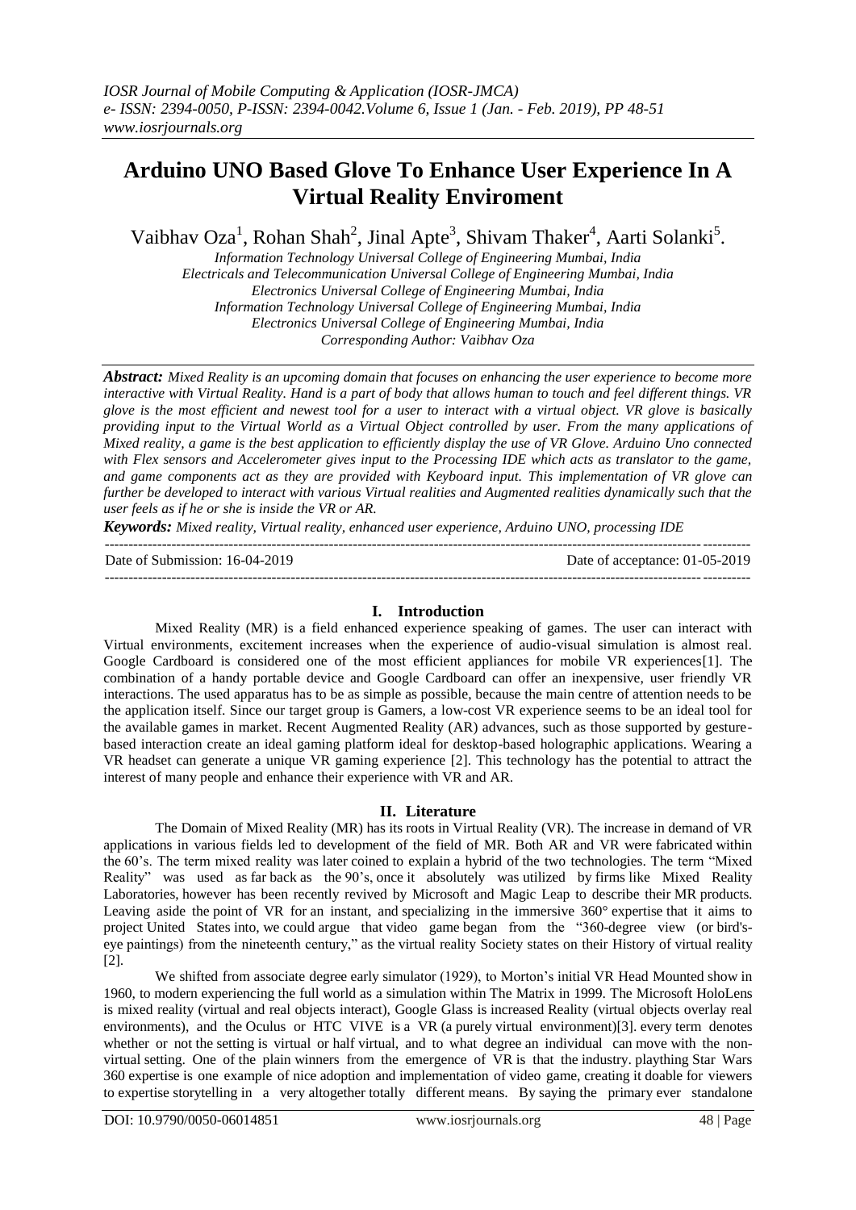# Arduino UNO Based Glove To Enhance User Experience In A Virtual Reality Enviroment

Vaibhav Oza[1], Rohan Shah[2], Jinal Apte[3], Shivam Thaker[4], Aarti Solanki[5].

*Information Technology Universal College of Engineering Mumbai, India*
*Electricals and Telecommunication Universal College of Engineering Mumbai, India*
*Electronics Universal College of Engineering Mumbai, India*
*Information Technology Universal College of Engineering Mumbai, India*
*Electronics Universal College of Engineering Mumbai, India*
*Corresponding Author: Vaibhav Oza*

***Abstract:*** *Mixed Reality is an upcoming domain that focuses on enhancing the user experience to become more interactive with Virtual Reality. Hand is a part of body that allows human to touch and feel different things. VR glove is the most efficient and newest tool for a user to interact with a virtual object. VR glove is basically providing input to the Virtual World as a Virtual Object controlled by user. From the many applications of Mixed reality, a game is the best application to efficiently display the use of VR Glove. Arduino Uno connected with Flex sensors and Accelerometer gives input to the Processing IDE which acts as translator to the game, and game components act as they are provided with Keyboard input. This implementation of VR glove can further be developed to interact with various Virtual realities and Augmented realities dynamically such that the user feels as if he or she is inside the VR or AR.*

***Keywords:*** *Mixed reality, Virtual reality, enhanced user experience, Arduino UNO, processing IDE*

Date of Submission: 16-04-2019 Date of acceptance: 01-05-2019

## I. Introduction

Mixed Reality (MR) is a field enhanced experience speaking of games. The user can interact with Virtual environments, excitement increases when the experience of audio-visual simulation is almost real. Google Cardboard is considered one of the most efficient appliances for mobile VR experiences[1]. The combination of a handy portable device and Google Cardboard can offer an inexpensive, user friendly VR interactions. The used apparatus has to be as simple as possible, because the main centre of attention needs to be the application itself. Since our target group is Gamers, a low-cost VR experience seems to be an ideal tool for the available games in market. Recent Augmented Reality (AR) advances, such as those supported by gesture-based interaction create an ideal gaming platform ideal for desktop-based holographic applications. Wearing a VR headset can generate a unique VR gaming experience [2]. This technology has the potential to attract the interest of many people and enhance their experience with VR and AR.

## II. Literature

The Domain of Mixed Reality (MR) has its roots in Virtual Reality (VR). The increase in demand of VR applications in various fields led to development of the field of MR. Both AR and VR were fabricated within the 60's. The term mixed reality was later coined to explain a hybrid of the two technologies. The term "Mixed Reality" was used as far back as the 90's, once it absolutely was utilized by firms like Mixed Reality Laboratories, however has been recently revived by Microsoft and Magic Leap to describe their MR products. Leaving aside the point of VR for an instant, and specializing in the immersive 360° expertise that it aims to project United States into, we could argue that video game began from the "360-degree view (or bird's-eye paintings) from the nineteenth century," as the virtual reality Society states on their History of virtual reality [2].

We shifted from associate degree early simulator (1929), to Morton's initial VR Head Mounted show in 1960, to modern experiencing the full world as a simulation within The Matrix in 1999. The Microsoft HoloLens is mixed reality (virtual and real objects interact), Google Glass is increased Reality (virtual objects overlay real environments), and the Oculus or HTC VIVE is a VR (a purely virtual environment)[3]. every term denotes whether or not the setting is virtual or half virtual, and to what degree an individual can move with the non-virtual setting. One of the plain winners from the emergence of VR is that the industry. plaything Star Wars 360 expertise is one example of nice adoption and implementation of video game, creating it doable for viewers to expertise storytelling in a very altogether totally different means. By saying the primary ever standalone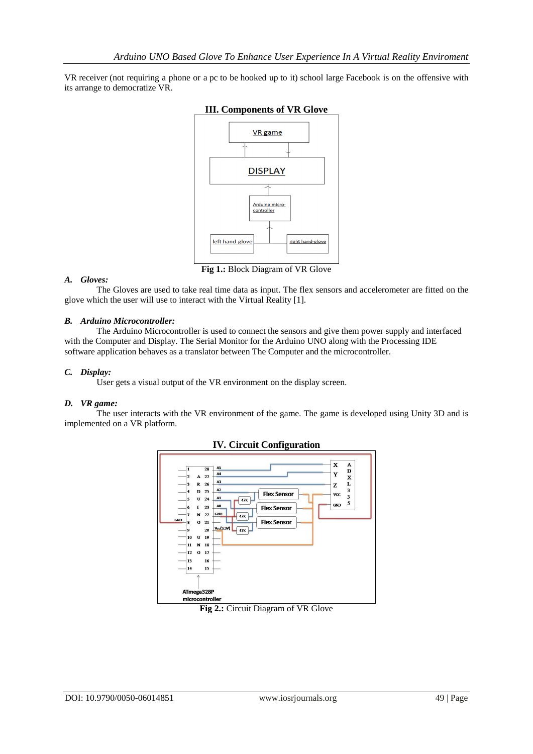VR receiver (not requiring a phone or a pc to be hooked up to it) school large Facebook is on the offensive with its arrange to democratize VR.

## III. Components of VR Glove

**Fig 1.:** Block Diagram of VR Glove

### A. *Gloves:*

The Gloves are used to take real time data as input. The flex sensors and accelerometer are fitted on the glove which the user will use to interact with the Virtual Reality [1].

### B. *Arduino Microcontroller:*

The Arduino Microcontroller is used to connect the sensors and give them power supply and interfaced with the Computer and Display. The Serial Monitor for the Arduino UNO along with the Processing IDE software application behaves as a translator between The Computer and the microcontroller.

### C. *Display:*

User gets a visual output of the VR environment on the display screen.

### D. *VR game:*

The user interacts with the VR environment of the game. The game is developed using Unity 3D and is implemented on a VR platform.

## IV. Circuit Configuration

**Fig 2.:** Circuit Diagram of VR Glove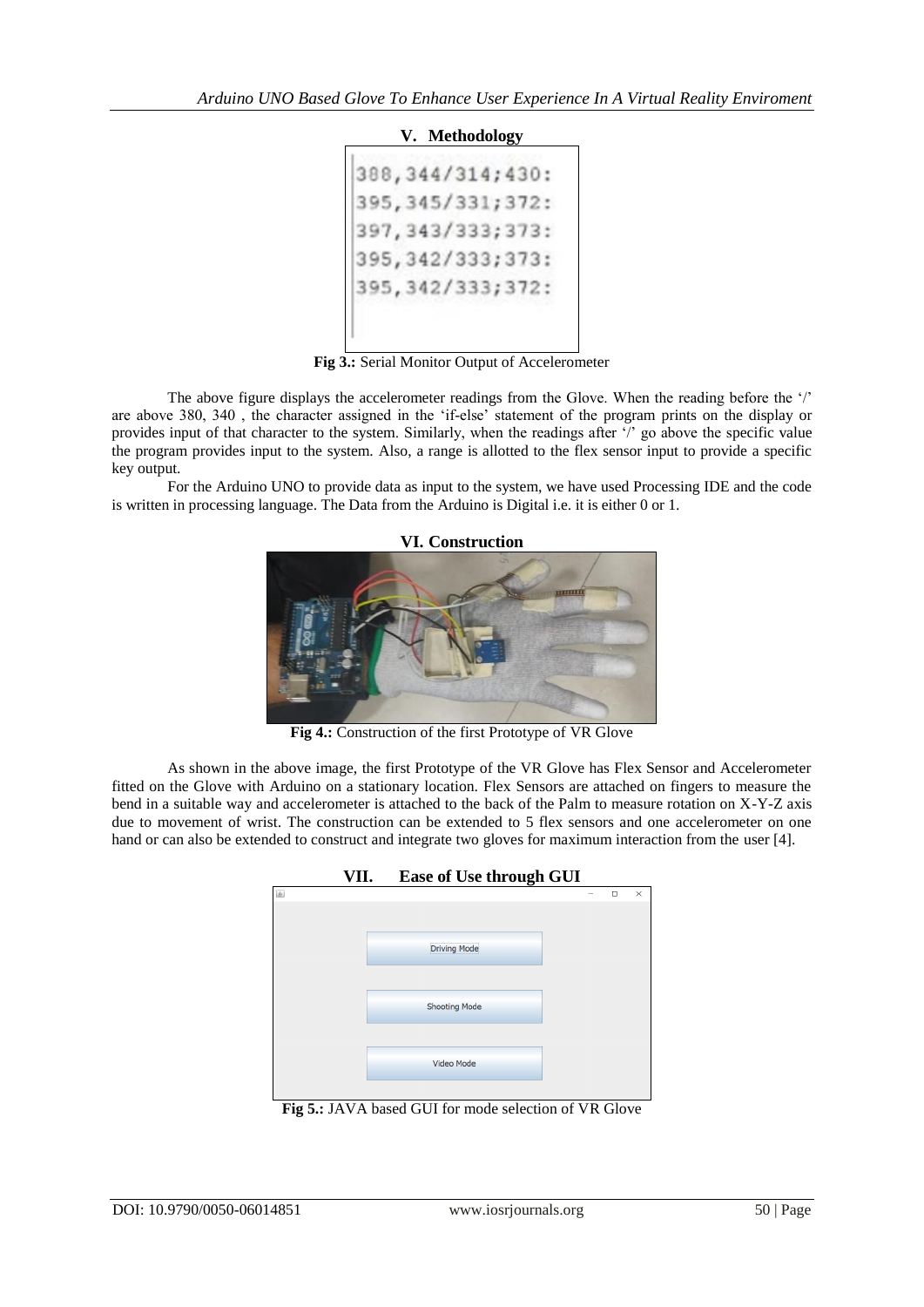## V. Methodology

```
388,344/314;430:
395,345/331;372:
397,343/333;373:
395,342/333;373:
395,342/333;372:
```

**Fig 3.:** Serial Monitor Output of Accelerometer

The above figure displays the accelerometer readings from the Glove. When the reading before the '/' are above 380, 340 , the character assigned in the 'if-else' statement of the program prints on the display or provides input of that character to the system. Similarly, when the readings after '/' go above the specific value the program provides input to the system. Also, a range is allotted to the flex sensor input to provide a specific key output.

For the Arduino UNO to provide data as input to the system, we have used Processing IDE and the code is written in processing language. The Data from the Arduino is Digital i.e. it is either 0 or 1.

## VI. Construction

**Fig 4.:** Construction of the first Prototype of VR Glove

As shown in the above image, the first Prototype of the VR Glove has Flex Sensor and Accelerometer fitted on the Glove with Arduino on a stationary location. Flex Sensors are attached on fingers to measure the bend in a suitable way and accelerometer is attached to the back of the Palm to measure rotation on X-Y-Z axis due to movement of wrist. The construction can be extended to 5 flex sensors and one accelerometer on one hand or can also be extended to construct and integrate two gloves for maximum interaction from the user [4].

## VII. Ease of Use through GUI

Driving Mode

Shooting Mode

Video Mode

**Fig 5.:** JAVA based GUI for mode selection of VR Glove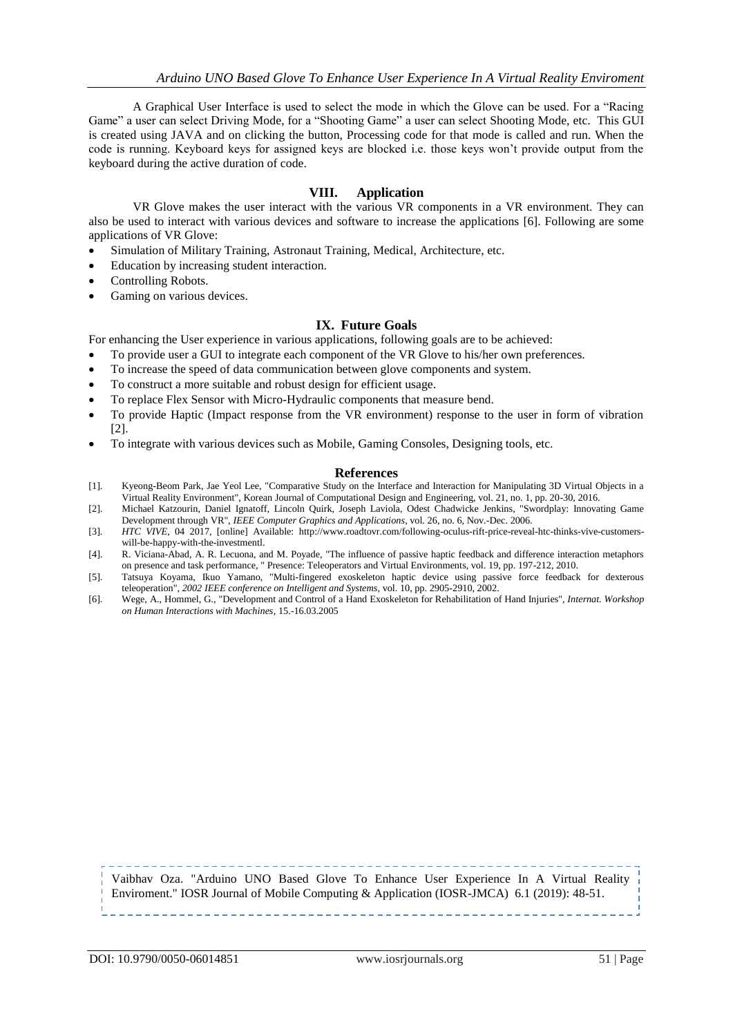A Graphical User Interface is used to select the mode in which the Glove can be used. For a "Racing Game" a user can select Driving Mode, for a "Shooting Game" a user can select Shooting Mode, etc. This GUI is created using JAVA and on clicking the button, Processing code for that mode is called and run. When the code is running. Keyboard keys for assigned keys are blocked i.e. those keys won't provide output from the keyboard during the active duration of code.

## VIII. Application

VR Glove makes the user interact with the various VR components in a VR environment. They can also be used to interact with various devices and software to increase the applications [6]. Following are some applications of VR Glove:

- Simulation of Military Training, Astronaut Training, Medical, Architecture, etc.
- Education by increasing student interaction.
- Controlling Robots.
- Gaming on various devices.

## IX. Future Goals

For enhancing the User experience in various applications, following goals are to be achieved:

- To provide user a GUI to integrate each component of the VR Glove to his/her own preferences.
- To increase the speed of data communication between glove components and system.
- To construct a more suitable and robust design for efficient usage.
- To replace Flex Sensor with Micro-Hydraulic components that measure bend.
- To provide Haptic (Impact response from the VR environment) response to the user in form of vibration [2].
- To integrate with various devices such as Mobile, Gaming Consoles, Designing tools, etc.

## References

[1]. Kyeong-Beom Park, Jae Yeol Lee, "Comparative Study on the Interface and Interaction for Manipulating 3D Virtual Objects in a Virtual Reality Environment", Korean Journal of Computational Design and Engineering, vol. 21, no. 1, pp. 20-30, 2016.

[2]. Michael Katzourin, Daniel Ignatoff, Lincoln Quirk, Joseph Laviola, Odest Chadwicke Jenkins, "Swordplay: Innovating Game Development through VR", *IEEE Computer Graphics and Applications*, vol. 26, no. 6, Nov.-Dec. 2006.

[3]. *HTC VIVE*, 04 2017, [online] Available: http://www.roadtovr.com/following-oculus-rift-price-reveal-htc-thinks-vive-customers-will-be-happy-with-the-investmentl.

[4]. R. Viciana-Abad, A. R. Lecuona, and M. Poyade, "The influence of passive haptic feedback and difference interaction metaphors on presence and task performance, " Presence: Teleoperators and Virtual Environments, vol. 19, pp. 197-212, 2010.

[5]. Tatsuya Koyama, Ikuo Yamano, "Multi-fingered exoskeleton haptic device using passive force feedback for dexterous teleoperation", *2002 IEEE conference on Intelligent and Systems*, vol. 10, pp. 2905-2910, 2002.

[6]. Wege, A., Hommel, G., "Development and Control of a Hand Exoskeleton for Rehabilitation of Hand Injuries", *Internat. Workshop on Human Interactions with Machines*, 15.-16.03.2005

Vaibhav Oza. "Arduino UNO Based Glove To Enhance User Experience In A Virtual Reality Enviroment." IOSR Journal of Mobile Computing & Application (IOSR-JMCA) 6.1 (2019): 48-51.